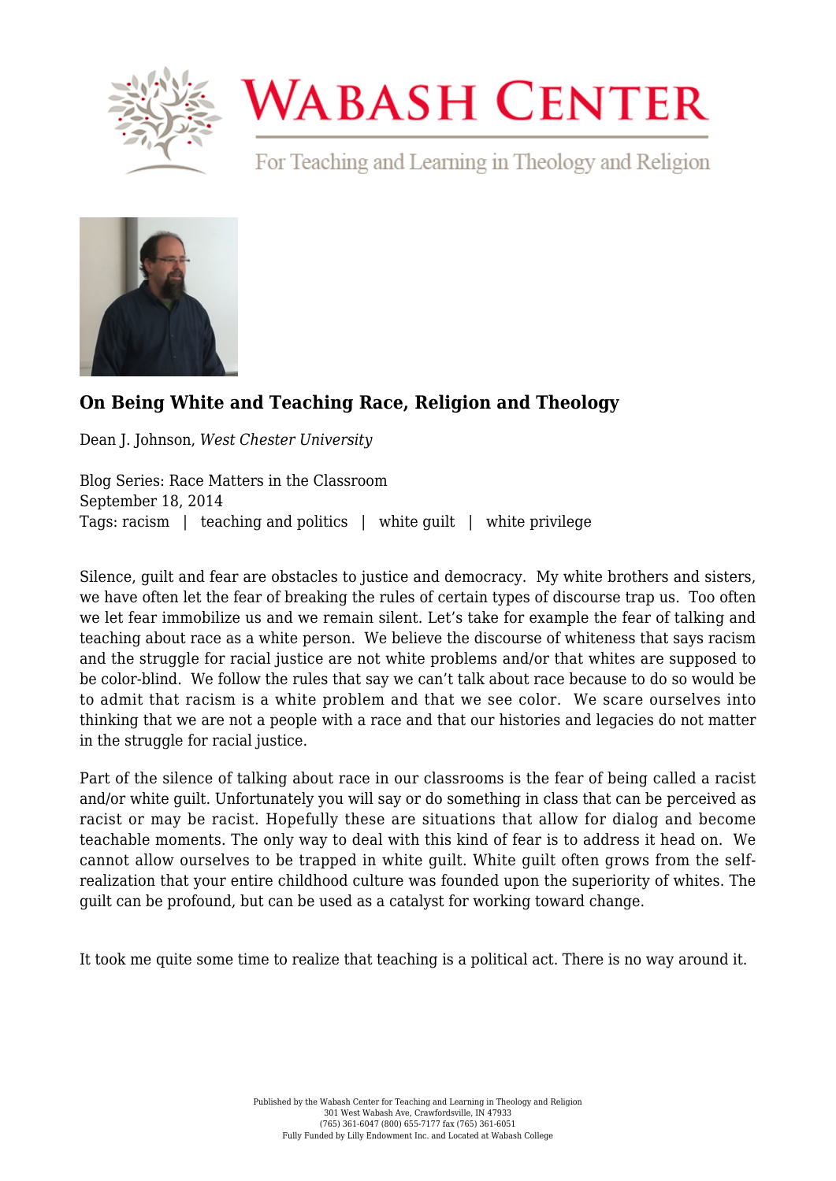# On Being White and Teaching Race, Religion and Theology

Dean J. Johnson, *West Chester University*

Blog Series: Race Matters in the Classroom
September 18, 2014
Tags: racism | teaching and politics | white guilt | white privilege

Silence, guilt and fear are obstacles to justice and democracy. My white brothers and sisters, we have often let the fear of breaking the rules of certain types of discourse trap us. Too often we let fear immobilize us and we remain silent. Let's take for example the fear of talking and teaching about race as a white person. We believe the discourse of whiteness that says racism and the struggle for racial justice are not white problems and/or that whites are supposed to be color-blind. We follow the rules that say we can't talk about race because to do so would be to admit that racism is a white problem and that we see color. We scare ourselves into thinking that we are not a people with a race and that our histories and legacies do not matter in the struggle for racial justice.

Part of the silence of talking about race in our classrooms is the fear of being called a racist and/or white guilt. Unfortunately you will say or do something in class that can be perceived as racist or may be racist. Hopefully these are situations that allow for dialog and become teachable moments. The only way to deal with this kind of fear is to address it head on. We cannot allow ourselves to be trapped in white guilt. White guilt often grows from the self-realization that your entire childhood culture was founded upon the superiority of whites. The guilt can be profound, but can be used as a catalyst for working toward change.

It took me quite some time to realize that teaching is a political act. There is no way around it.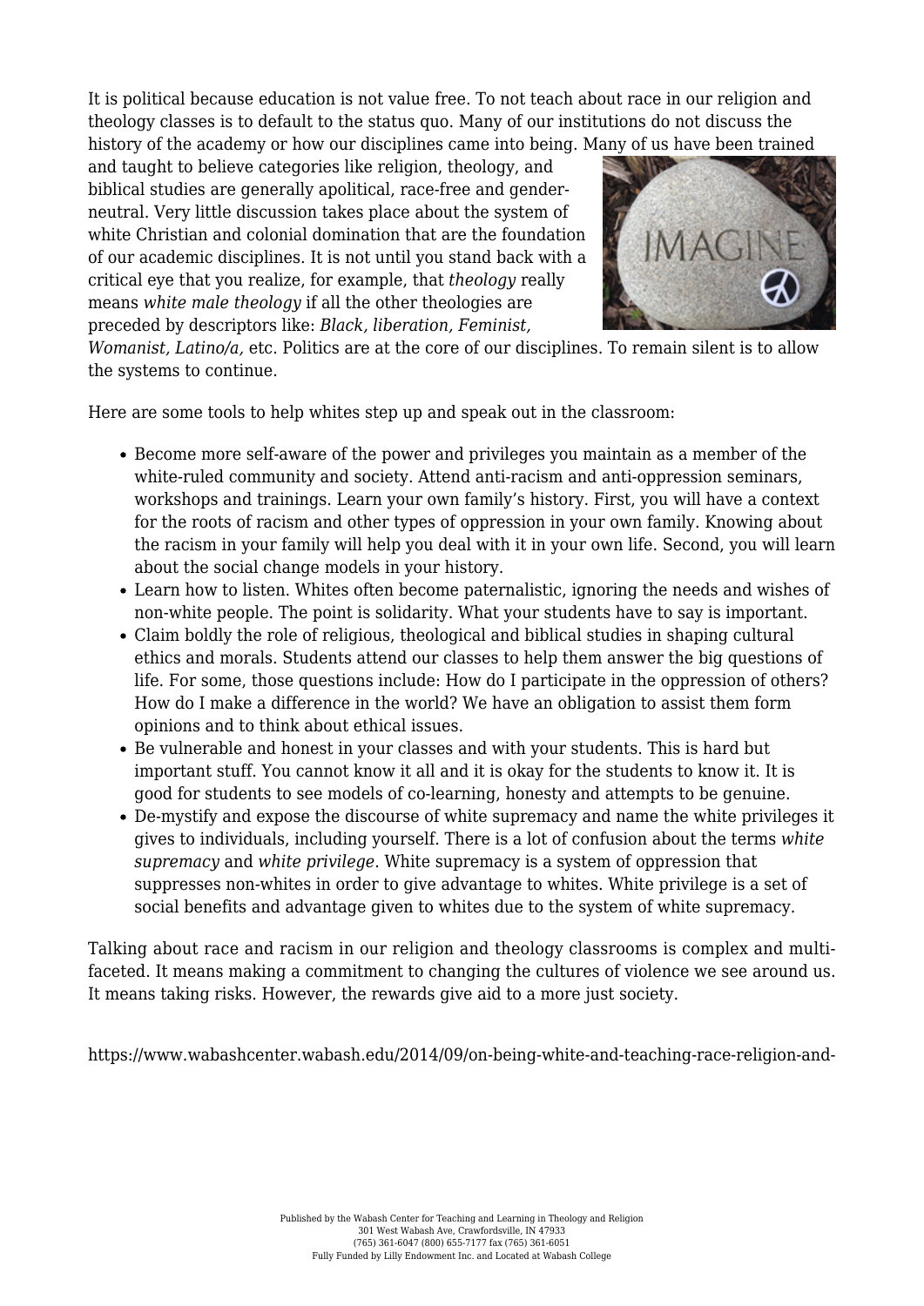It is political because education is not value free. To not teach about race in our religion and theology classes is to default to the status quo. Many of our institutions do not discuss the history of the academy or how our disciplines came into being. Many of us have been trained and taught to believe categories like religion, theology, and biblical studies are generally apolitical, race-free and gender-neutral. Very little discussion takes place about the system of white Christian and colonial domination that are the foundation of our academic disciplines. It is not until you stand back with a critical eye that you realize, for example, that *theology* really means *white male theology* if all the other theologies are preceded by descriptors like: *Black, liberation, Feminist, Womanist, Latino/a,* etc. Politics are at the core of our disciplines. To remain silent is to allow the systems to continue.

Here are some tools to help whites step up and speak out in the classroom:

- Become more self-aware of the power and privileges you maintain as a member of the white-ruled community and society. Attend anti-racism and anti-oppression seminars, workshops and trainings. Learn your own family's history. First, you will have a context for the roots of racism and other types of oppression in your own family. Knowing about the racism in your family will help you deal with it in your own life. Second, you will learn about the social change models in your history.
- Learn how to listen. Whites often become paternalistic, ignoring the needs and wishes of non-white people. The point is solidarity. What your students have to say is important.
- Claim boldly the role of religious, theological and biblical studies in shaping cultural ethics and morals. Students attend our classes to help them answer the big questions of life. For some, those questions include: How do I participate in the oppression of others? How do I make a difference in the world? We have an obligation to assist them form opinions and to think about ethical issues.
- Be vulnerable and honest in your classes and with your students. This is hard but important stuff. You cannot know it all and it is okay for the students to know it. It is good for students to see models of co-learning, honesty and attempts to be genuine.
- De-mystify and expose the discourse of white supremacy and name the white privileges it gives to individuals, including yourself. There is a lot of confusion about the terms *white supremacy* and *white privilege*. White supremacy is a system of oppression that suppresses non-whites in order to give advantage to whites. White privilege is a set of social benefits and advantage given to whites due to the system of white supremacy.

Talking about race and racism in our religion and theology classrooms is complex and multi-faceted. It means making a commitment to changing the cultures of violence we see around us. It means taking risks. However, the rewards give aid to a more just society.

https://www.wabashcenter.wabash.edu/2014/09/on-being-white-and-teaching-race-religion-and-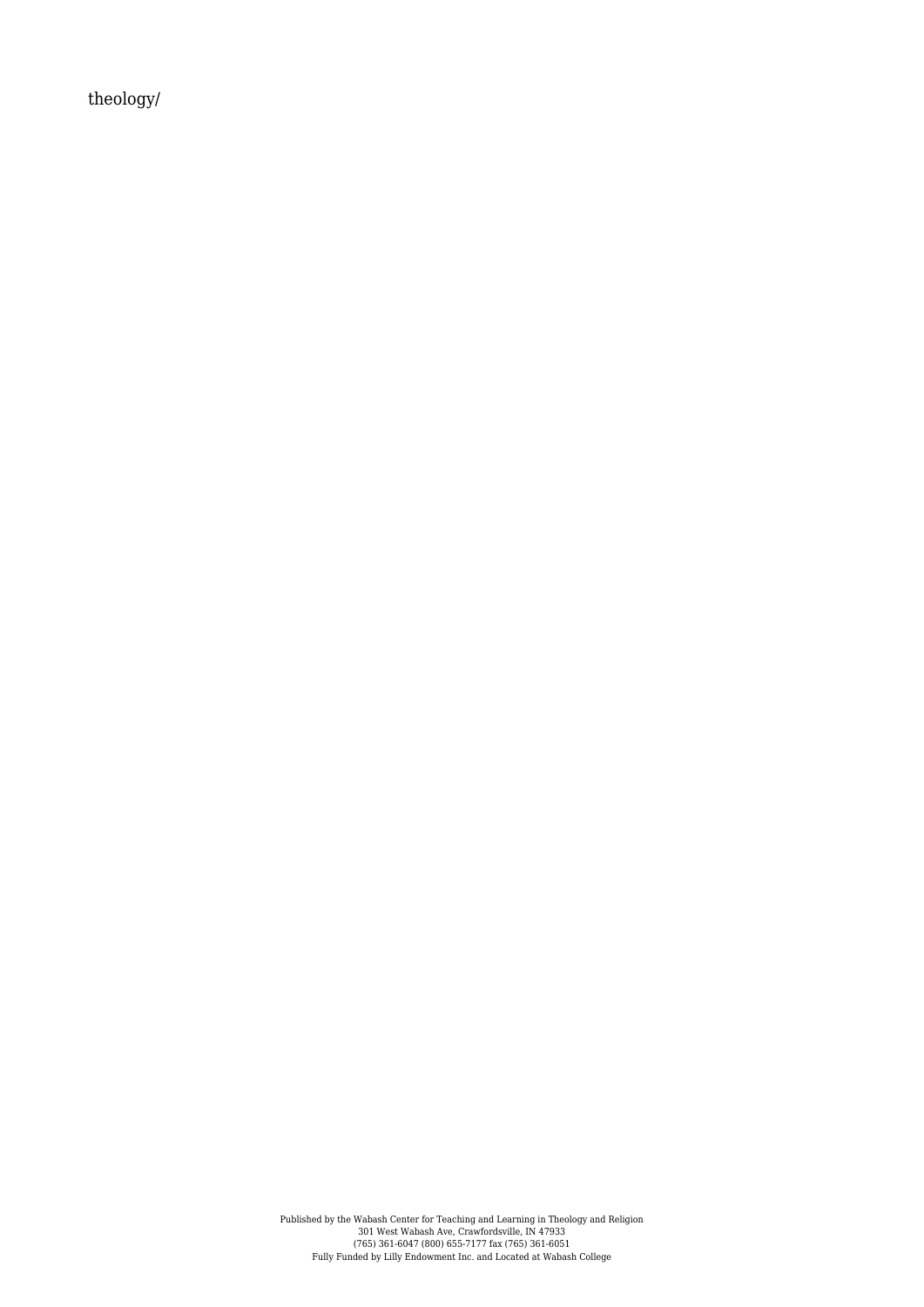theology/